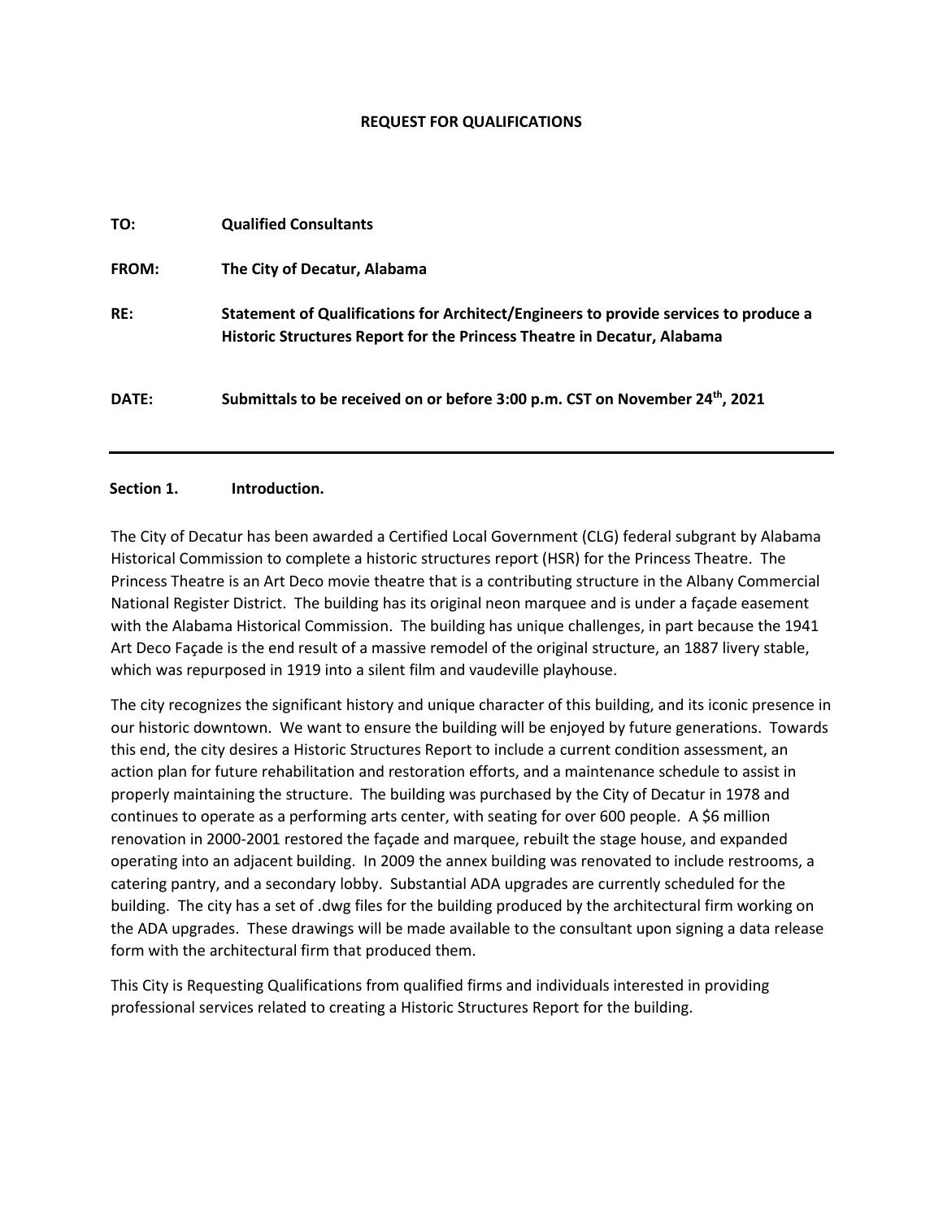# REQUEST FOR QUALIFICATIONS

**TO:** **Qualified Consultants**

**FROM:** **The City of Decatur, Alabama**

**RE:** **Statement of Qualifications for Architect/Engineers to provide services to produce a Historic Structures Report for the Princess Theatre in Decatur, Alabama**

**DATE:** **Submittals to be received on or before 3:00 p.m. CST on November 24th, 2021**

---

## Section 1. Introduction.

The City of Decatur has been awarded a Certified Local Government (CLG) federal subgrant by Alabama Historical Commission to complete a historic structures report (HSR) for the Princess Theatre. The Princess Theatre is an Art Deco movie theatre that is a contributing structure in the Albany Commercial National Register District. The building has its original neon marquee and is under a façade easement with the Alabama Historical Commission. The building has unique challenges, in part because the 1941 Art Deco Façade is the end result of a massive remodel of the original structure, an 1887 livery stable, which was repurposed in 1919 into a silent film and vaudeville playhouse.

The city recognizes the significant history and unique character of this building, and its iconic presence in our historic downtown. We want to ensure the building will be enjoyed by future generations. Towards this end, the city desires a Historic Structures Report to include a current condition assessment, an action plan for future rehabilitation and restoration efforts, and a maintenance schedule to assist in properly maintaining the structure. The building was purchased by the City of Decatur in 1978 and continues to operate as a performing arts center, with seating for over 600 people. A $6 million renovation in 2000-2001 restored the façade and marquee, rebuilt the stage house, and expanded operating into an adjacent building. In 2009 the annex building was renovated to include restrooms, a catering pantry, and a secondary lobby. Substantial ADA upgrades are currently scheduled for the building. The city has a set of .dwg files for the building produced by the architectural firm working on the ADA upgrades. These drawings will be made available to the consultant upon signing a data release form with the architectural firm that produced them.

This City is Requesting Qualifications from qualified firms and individuals interested in providing professional services related to creating a Historic Structures Report for the building.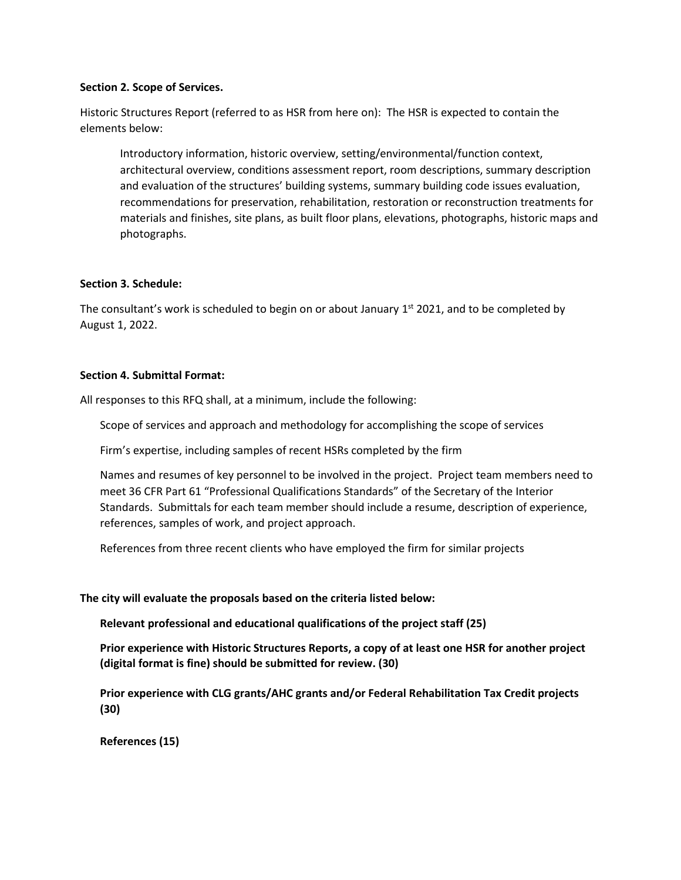**Section 2. Scope of Services.**

Historic Structures Report (referred to as HSR from here on): The HSR is expected to contain the elements below:

> Introductory information, historic overview, setting/environmental/function context, architectural overview, conditions assessment report, room descriptions, summary description and evaluation of the structures' building systems, summary building code issues evaluation, recommendations for preservation, rehabilitation, restoration or reconstruction treatments for materials and finishes, site plans, as built floor plans, elevations, photographs, historic maps and photographs.

**Section 3. Schedule:**

The consultant's work is scheduled to begin on or about January 1st 2021, and to be completed by August 1, 2022.

**Section 4. Submittal Format:**

All responses to this RFQ shall, at a minimum, include the following:

Scope of services and approach and methodology for accomplishing the scope of services

Firm's expertise, including samples of recent HSRs completed by the firm

Names and resumes of key personnel to be involved in the project. Project team members need to meet 36 CFR Part 61 "Professional Qualifications Standards" of the Secretary of the Interior Standards. Submittals for each team member should include a resume, description of experience, references, samples of work, and project approach.

References from three recent clients who have employed the firm for similar projects

**The city will evaluate the proposals based on the criteria listed below:**

**Relevant professional and educational qualifications of the project staff (25)**

**Prior experience with Historic Structures Reports, a copy of at least one HSR for another project (digital format is fine) should be submitted for review. (30)**

**Prior experience with CLG grants/AHC grants and/or Federal Rehabilitation Tax Credit projects (30)**

**References (15)**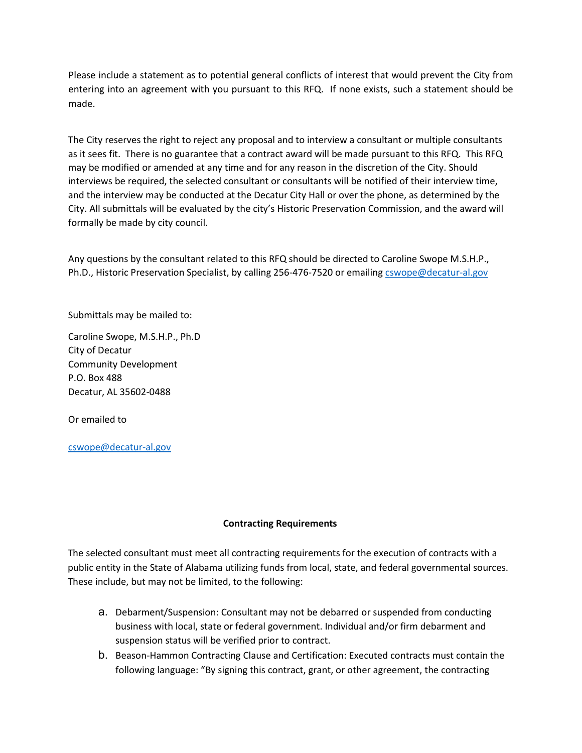Please include a statement as to potential general conflicts of interest that would prevent the City from entering into an agreement with you pursuant to this RFQ. If none exists, such a statement should be made.

The City reserves the right to reject any proposal and to interview a consultant or multiple consultants as it sees fit. There is no guarantee that a contract award will be made pursuant to this RFQ. This RFQ may be modified or amended at any time and for any reason in the discretion of the City. Should interviews be required, the selected consultant or consultants will be notified of their interview time, and the interview may be conducted at the Decatur City Hall or over the phone, as determined by the City. All submittals will be evaluated by the city's Historic Preservation Commission, and the award will formally be made by city council.

Any questions by the consultant related to this RFQ should be directed to Caroline Swope M.S.H.P., Ph.D., Historic Preservation Specialist, by calling 256-476-7520 or emailing cswope@decatur-al.gov

Submittals may be mailed to:

Caroline Swope, M.S.H.P., Ph.D  
City of Decatur  
Community Development  
P.O. Box 488  
Decatur, AL 35602-0488

Or emailed to

cswope@decatur-al.gov

**Contracting Requirements**

The selected consultant must meet all contracting requirements for the execution of contracts with a public entity in the State of Alabama utilizing funds from local, state, and federal governmental sources. These include, but may not be limited, to the following:

a. Debarment/Suspension: Consultant may not be debarred or suspended from conducting business with local, state or federal government. Individual and/or firm debarment and suspension status will be verified prior to contract.
b. Beason-Hammon Contracting Clause and Certification: Executed contracts must contain the following language: "By signing this contract, grant, or other agreement, the contracting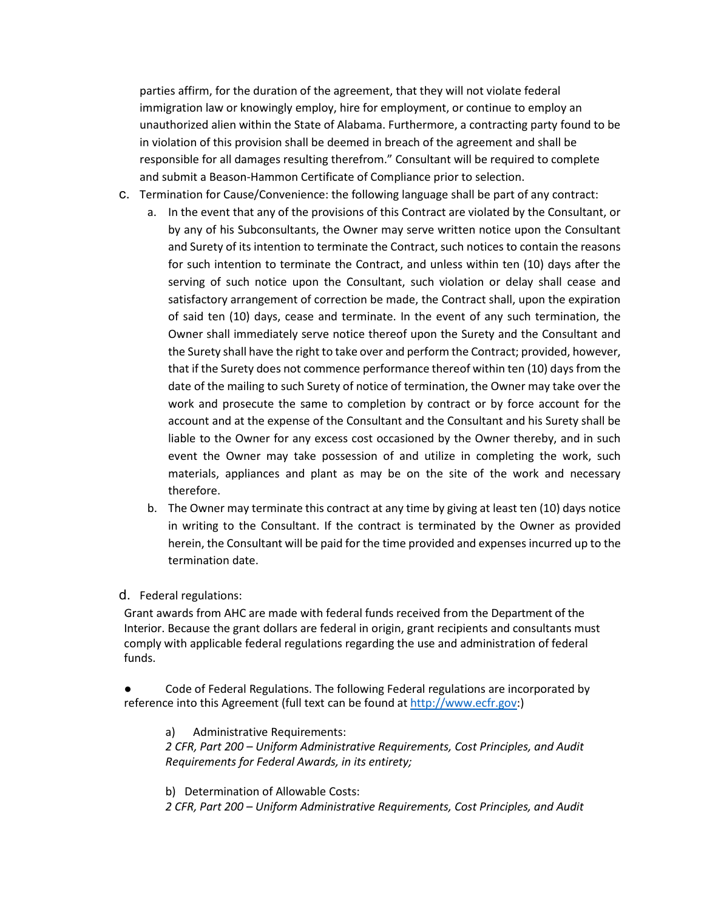parties affirm, for the duration of the agreement, that they will not violate federal immigration law or knowingly employ, hire for employment, or continue to employ an unauthorized alien within the State of Alabama. Furthermore, a contracting party found to be in violation of this provision shall be deemed in breach of the agreement and shall be responsible for all damages resulting therefrom." Consultant will be required to complete and submit a Beason-Hammon Certificate of Compliance prior to selection.

c. Termination for Cause/Convenience: the following language shall be part of any contract:

   a. In the event that any of the provisions of this Contract are violated by the Consultant, or by any of his Subconsultants, the Owner may serve written notice upon the Consultant and Surety of its intention to terminate the Contract, such notices to contain the reasons for such intention to terminate the Contract, and unless within ten (10) days after the serving of such notice upon the Consultant, such violation or delay shall cease and satisfactory arrangement of correction be made, the Contract shall, upon the expiration of said ten (10) days, cease and terminate. In the event of any such termination, the Owner shall immediately serve notice thereof upon the Surety and the Consultant and the Surety shall have the right to take over and perform the Contract; provided, however, that if the Surety does not commence performance thereof within ten (10) days from the date of the mailing to such Surety of notice of termination, the Owner may take over the work and prosecute the same to completion by contract or by force account for the account and at the expense of the Consultant and the Consultant and his Surety shall be liable to the Owner for any excess cost occasioned by the Owner thereby, and in such event the Owner may take possession of and utilize in completing the work, such materials, appliances and plant as may be on the site of the work and necessary therefore.

   b. The Owner may terminate this contract at any time by giving at least ten (10) days notice in writing to the Consultant. If the contract is terminated by the Owner as provided herein, the Consultant will be paid for the time provided and expenses incurred up to the termination date.

d. Federal regulations:

Grant awards from AHC are made with federal funds received from the Department of the Interior. Because the grant dollars are federal in origin, grant recipients and consultants must comply with applicable federal regulations regarding the use and administration of federal funds.

- Code of Federal Regulations. The following Federal regulations are incorporated by reference into this Agreement (full text can be found at http://www.ecfr.gov:)

   a) Administrative Requirements:
   *2 CFR, Part 200 – Uniform Administrative Requirements, Cost Principles, and Audit Requirements for Federal Awards, in its entirety;*

   b) Determination of Allowable Costs:
   *2 CFR, Part 200 – Uniform Administrative Requirements, Cost Principles, and Audit*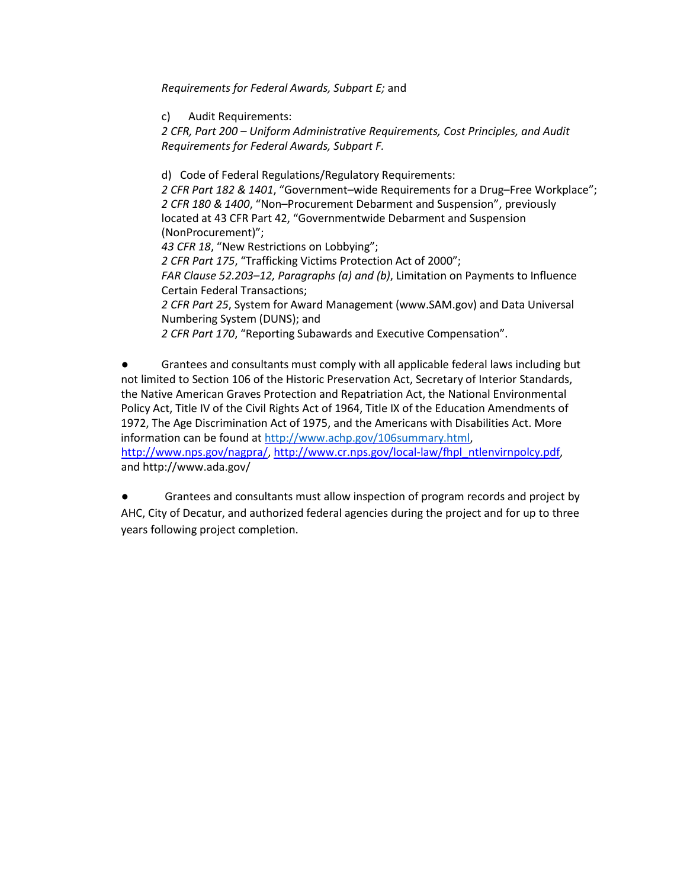*Requirements for Federal Awards, Subpart E;* and

c) Audit Requirements:
*2 CFR, Part 200 – Uniform Administrative Requirements, Cost Principles, and Audit Requirements for Federal Awards, Subpart F.*

d) Code of Federal Regulations/Regulatory Requirements:
*2 CFR Part 182 & 1401*, "Government–wide Requirements for a Drug–Free Workplace";
*2 CFR 180 & 1400*, "Non–Procurement Debarment and Suspension", previously located at 43 CFR Part 42, "Governmentwide Debarment and Suspension (NonProcurement)";
*43 CFR 18*, "New Restrictions on Lobbying";
*2 CFR Part 175*, "Trafficking Victims Protection Act of 2000";
*FAR Clause 52.203–12, Paragraphs (a) and (b)*, Limitation on Payments to Influence Certain Federal Transactions;
*2 CFR Part 25*, System for Award Management (www.SAM.gov) and Data Universal Numbering System (DUNS); and
*2 CFR Part 170*, "Reporting Subawards and Executive Compensation".

- Grantees and consultants must comply with all applicable federal laws including but not limited to Section 106 of the Historic Preservation Act, Secretary of Interior Standards, the Native American Graves Protection and Repatriation Act, the National Environmental Policy Act, Title IV of the Civil Rights Act of 1964, Title IX of the Education Amendments of 1972, The Age Discrimination Act of 1975, and the Americans with Disabilities Act. More information can be found at http://www.achp.gov/106summary.html, http://www.nps.gov/nagpra/, http://www.cr.nps.gov/local-law/fhpl_ntlenvirnpolcy.pdf, and http://www.ada.gov/

- Grantees and consultants must allow inspection of program records and project by AHC, City of Decatur, and authorized federal agencies during the project and for up to three years following project completion.